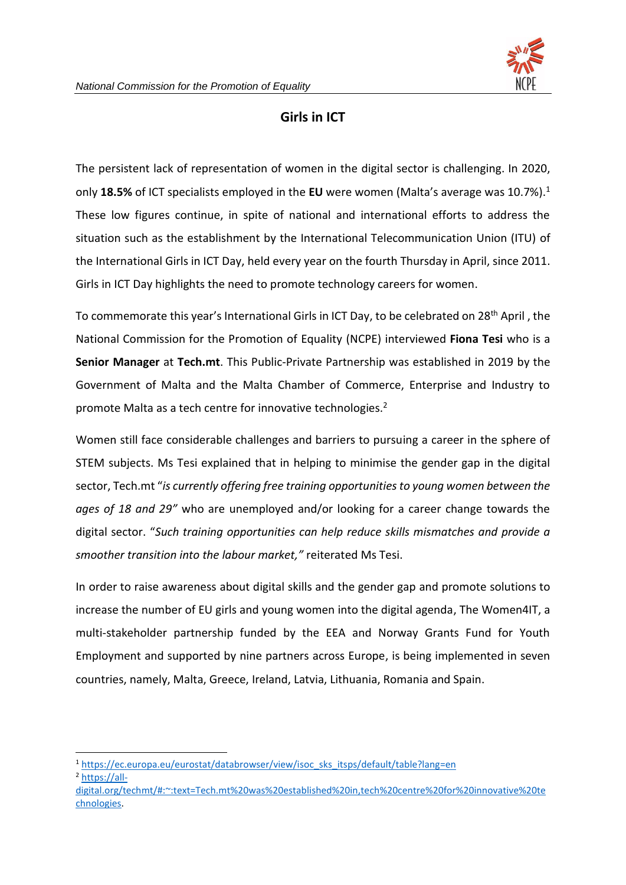# Girls in ICT

The persistent lack of representation of women in the digital sector is challenging. In 2020, only **18.5%** of ICT specialists employed in the **EU** were women (Malta's average was 10.7%).[1] These low figures continue, in spite of national and international efforts to address the situation such as the establishment by the International Telecommunication Union (ITU) of the International Girls in ICT Day, held every year on the fourth Thursday in April, since 2011. Girls in ICT Day highlights the need to promote technology careers for women.

To commemorate this year's International Girls in ICT Day, to be celebrated on 28th April , the National Commission for the Promotion of Equality (NCPE) interviewed **Fiona Tesi** who is a **Senior Manager** at **Tech.mt**. This Public-Private Partnership was established in 2019 by the Government of Malta and the Malta Chamber of Commerce, Enterprise and Industry to promote Malta as a tech centre for innovative technologies.[2]

Women still face considerable challenges and barriers to pursuing a career in the sphere of STEM subjects. Ms Tesi explained that in helping to minimise the gender gap in the digital sector, Tech.mt "*is currently offering free training opportunities to young women between the ages of 18 and 29"* who are unemployed and/or looking for a career change towards the digital sector. "*Such training opportunities can help reduce skills mismatches and provide a smoother transition into the labour market,"* reiterated Ms Tesi.

In order to raise awareness about digital skills and the gender gap and promote solutions to increase the number of EU girls and young women into the digital agenda, The Women4IT, a multi-stakeholder partnership funded by the EEA and Norway Grants Fund for Youth Employment and supported by nine partners across Europe, is being implemented in seven countries, namely, Malta, Greece, Ireland, Latvia, Lithuania, Romania and Spain.

---

[1] https://ec.europa.eu/eurostat/databrowser/view/isoc_sks_itsps/default/table?lang=en

[2] https://all-digital.org/techmt/#:~:text=Tech.mt%20was%20established%20in,tech%20centre%20for%20innovative%20technologies.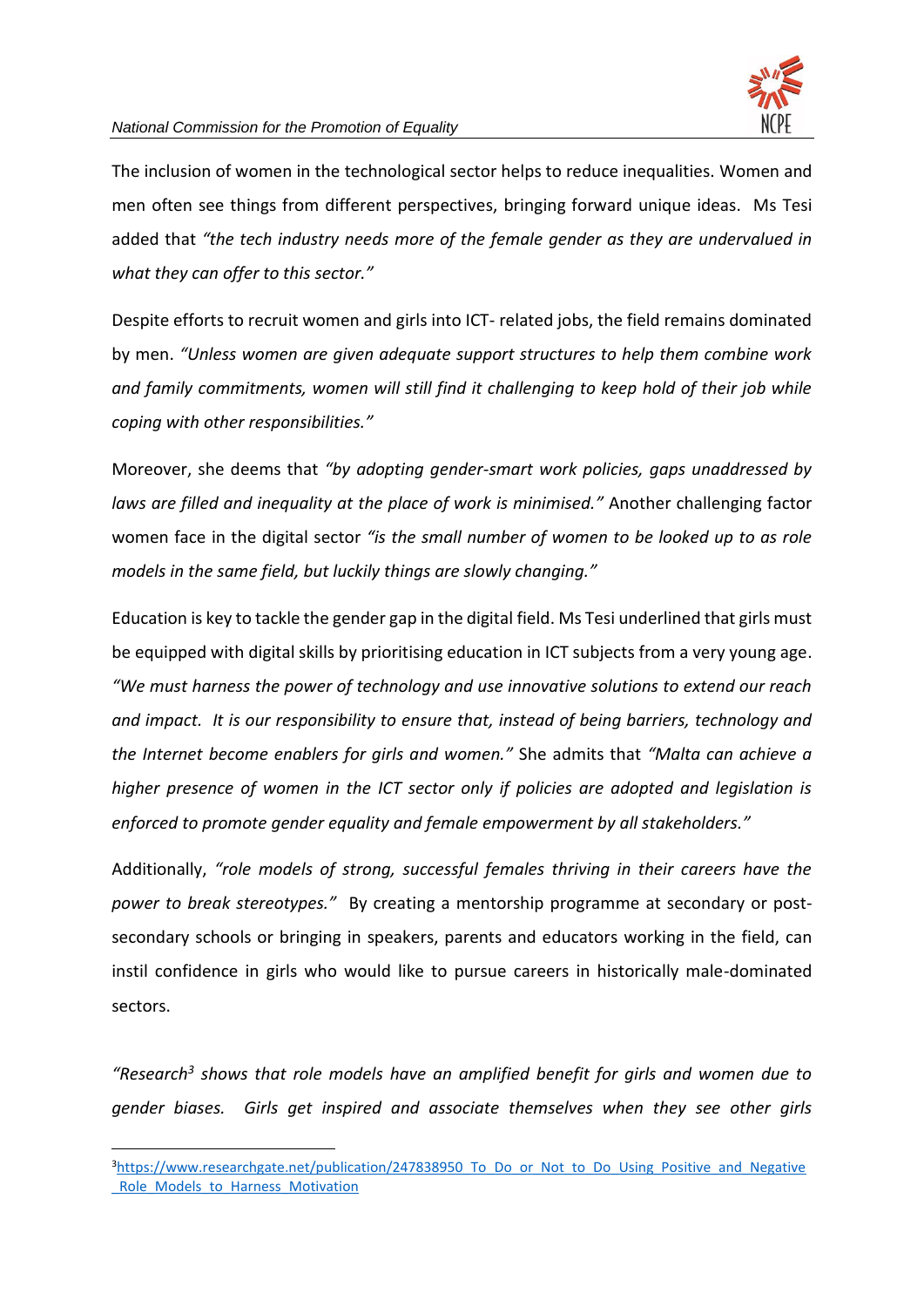The inclusion of women in the technological sector helps to reduce inequalities. Women and men often see things from different perspectives, bringing forward unique ideas. Ms Tesi added that *"the tech industry needs more of the female gender as they are undervalued in what they can offer to this sector."*

Despite efforts to recruit women and girls into ICT- related jobs, the field remains dominated by men. *"Unless women are given adequate support structures to help them combine work and family commitments, women will still find it challenging to keep hold of their job while coping with other responsibilities."*

Moreover, she deems that *"by adopting gender-smart work policies, gaps unaddressed by laws are filled and inequality at the place of work is minimised."* Another challenging factor women face in the digital sector *"is the small number of women to be looked up to as role models in the same field, but luckily things are slowly changing."*

Education is key to tackle the gender gap in the digital field. Ms Tesi underlined that girls must be equipped with digital skills by prioritising education in ICT subjects from a very young age. *"We must harness the power of technology and use innovative solutions to extend our reach and impact. It is our responsibility to ensure that, instead of being barriers, technology and the Internet become enablers for girls and women."* She admits that *"Malta can achieve a higher presence of women in the ICT sector only if policies are adopted and legislation is enforced to promote gender equality and female empowerment by all stakeholders."*

Additionally, *"role models of strong, successful females thriving in their careers have the power to break stereotypes."* By creating a mentorship programme at secondary or post-secondary schools or bringing in speakers, parents and educators working in the field, can instil confidence in girls who would like to pursue careers in historically male-dominated sectors.

*"Research[3] shows that role models have an amplified benefit for girls and women due to gender biases. Girls get inspired and associate themselves when they see other girls*

[3] https://www.researchgate.net/publication/247838950_To_Do_or_Not_to_Do_Using_Positive_and_Negative_Role_Models_to_Harness_Motivation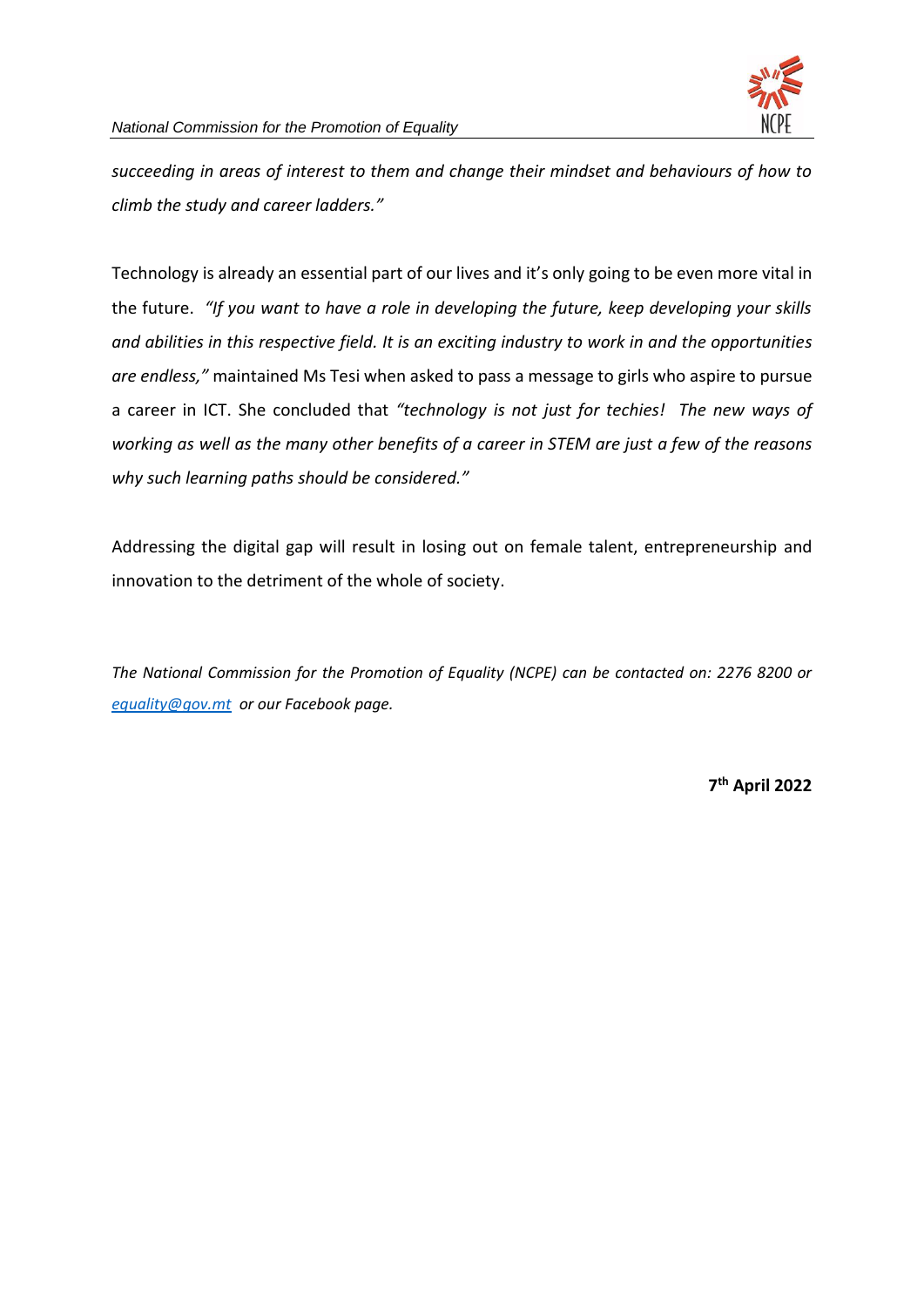*succeeding in areas of interest to them and change their mindset and behaviours of how to climb the study and career ladders."*

Technology is already an essential part of our lives and it's only going to be even more vital in the future. *"If you want to have a role in developing the future, keep developing your skills and abilities in this respective field. It is an exciting industry to work in and the opportunities are endless,"* maintained Ms Tesi when asked to pass a message to girls who aspire to pursue a career in ICT. She concluded that *"technology is not just for techies! The new ways of working as well as the many other benefits of a career in STEM are just a few of the reasons why such learning paths should be considered."*

Addressing the digital gap will result in losing out on female talent, entrepreneurship and innovation to the detriment of the whole of society.

*The National Commission for the Promotion of Equality (NCPE) can be contacted on: 2276 8200 or [equality@gov.mt](mailto:equality@gov.mt) or our Facebook page.*

**7th April 2022**